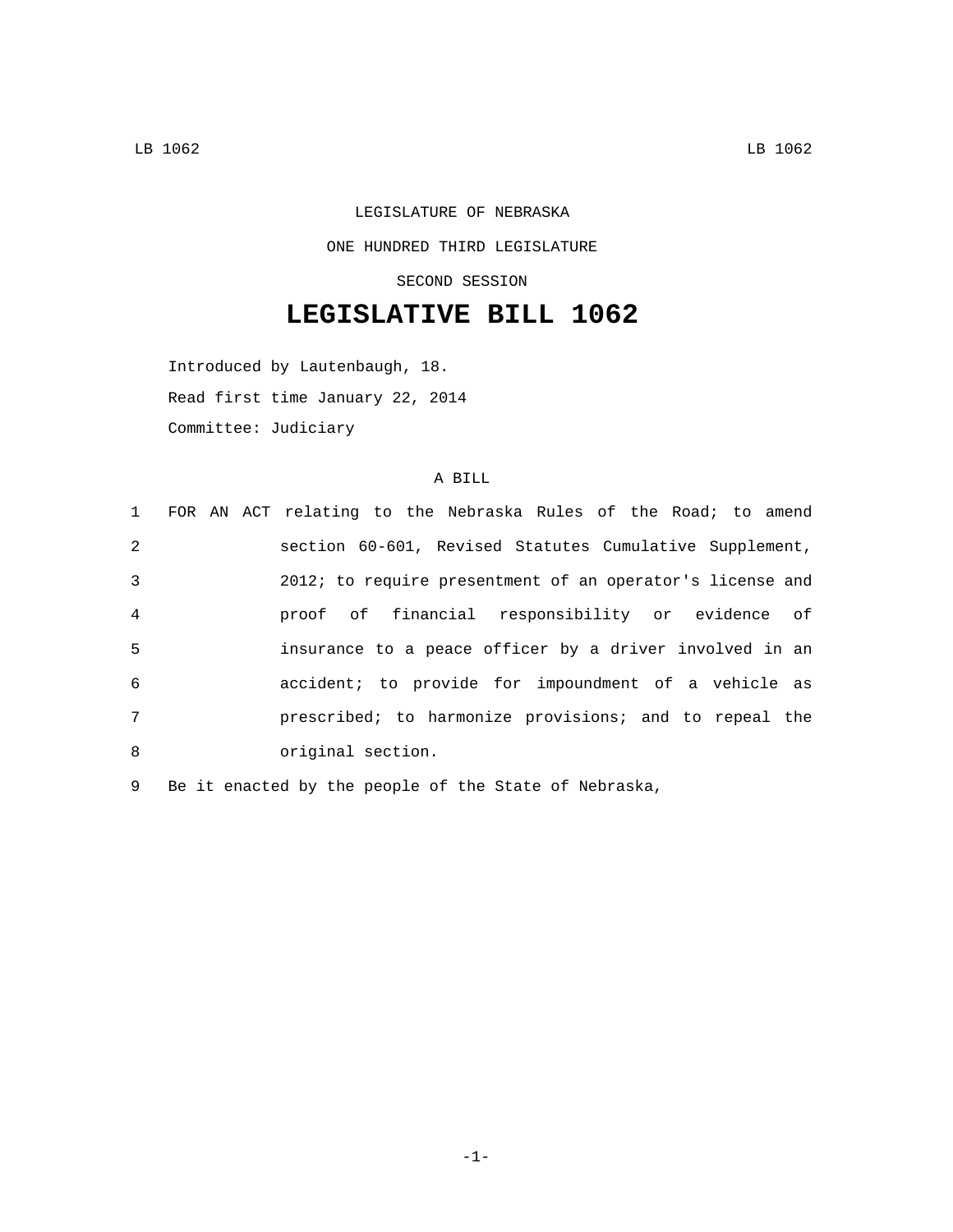LEGISLATURE OF NEBRASKA

ONE HUNDRED THIRD LEGISLATURE

SECOND SESSION

# LEGISLATIVE BILL 1062

Introduced by Lautenbaugh, 18.

Read first time January 22, 2014

Committee: Judiciary

A BILL

1 FOR AN ACT relating to the Nebraska Rules of the Road; to amend
2 section 60-601, Revised Statutes Cumulative Supplement,
3 2012; to require presentment of an operator's license and
4 proof of financial responsibility or evidence of
5 insurance to a peace officer by a driver involved in an
6 accident; to provide for impoundment of a vehicle as
7 prescribed; to harmonize provisions; and to repeal the
8 original section.

9 Be it enacted by the people of the State of Nebraska,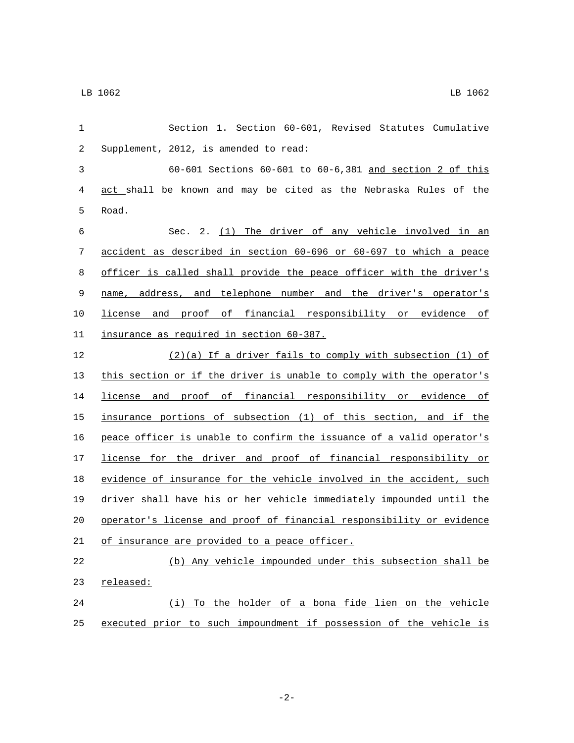Section 1. Section 60-601, Revised Statutes Cumulative Supplement, 2012, is amended to read:

60-601 Sections 60-601 to 60-6,381 and section 2 of this act shall be known and may be cited as the Nebraska Rules of the Road.

Sec. 2. (1) The driver of any vehicle involved in an accident as described in section 60-696 or 60-697 to which a peace officer is called shall provide the peace officer with the driver's name, address, and telephone number and the driver's operator's license and proof of financial responsibility or evidence of insurance as required in section 60-387.

(2)(a) If a driver fails to comply with subsection (1) of this section or if the driver is unable to comply with the operator's license and proof of financial responsibility or evidence of insurance portions of subsection (1) of this section, and if the peace officer is unable to confirm the issuance of a valid operator's license for the driver and proof of financial responsibility or evidence of insurance for the vehicle involved in the accident, such driver shall have his or her vehicle immediately impounded until the operator's license and proof of financial responsibility or evidence of insurance are provided to a peace officer.

(b) Any vehicle impounded under this subsection shall be released:

(i) To the holder of a bona fide lien on the vehicle executed prior to such impoundment if possession of the vehicle is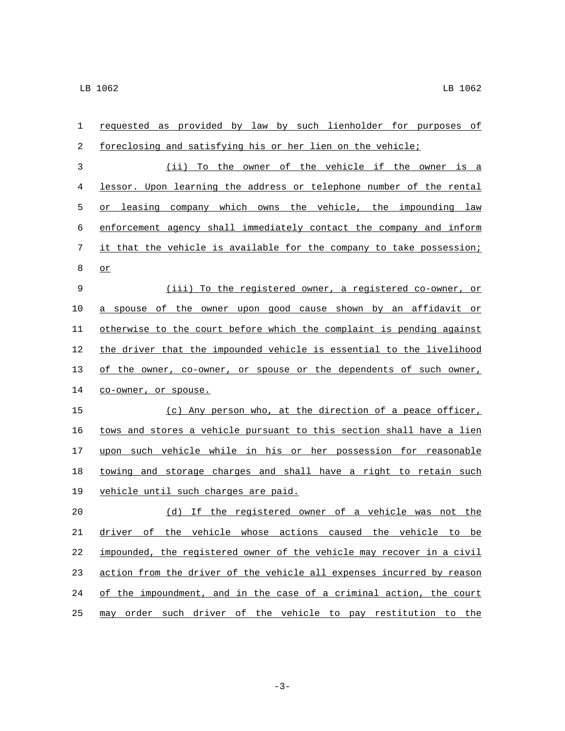requested as provided by law by such lienholder for purposes of foreclosing and satisfying his or her lien on the vehicle;

(ii) To the owner of the vehicle if the owner is a lessor. Upon learning the address or telephone number of the rental or leasing company which owns the vehicle, the impounding law enforcement agency shall immediately contact the company and inform it that the vehicle is available for the company to take possession; or

(iii) To the registered owner, a registered co-owner, or a spouse of the owner upon good cause shown by an affidavit or otherwise to the court before which the complaint is pending against the driver that the impounded vehicle is essential to the livelihood of the owner, co-owner, or spouse or the dependents of such owner, co-owner, or spouse.

(c) Any person who, at the direction of a peace officer, tows and stores a vehicle pursuant to this section shall have a lien upon such vehicle while in his or her possession for reasonable towing and storage charges and shall have a right to retain such vehicle until such charges are paid.

(d) If the registered owner of a vehicle was not the driver of the vehicle whose actions caused the vehicle to be impounded, the registered owner of the vehicle may recover in a civil action from the driver of the vehicle all expenses incurred by reason of the impoundment, and in the case of a criminal action, the court may order such driver of the vehicle to pay restitution to the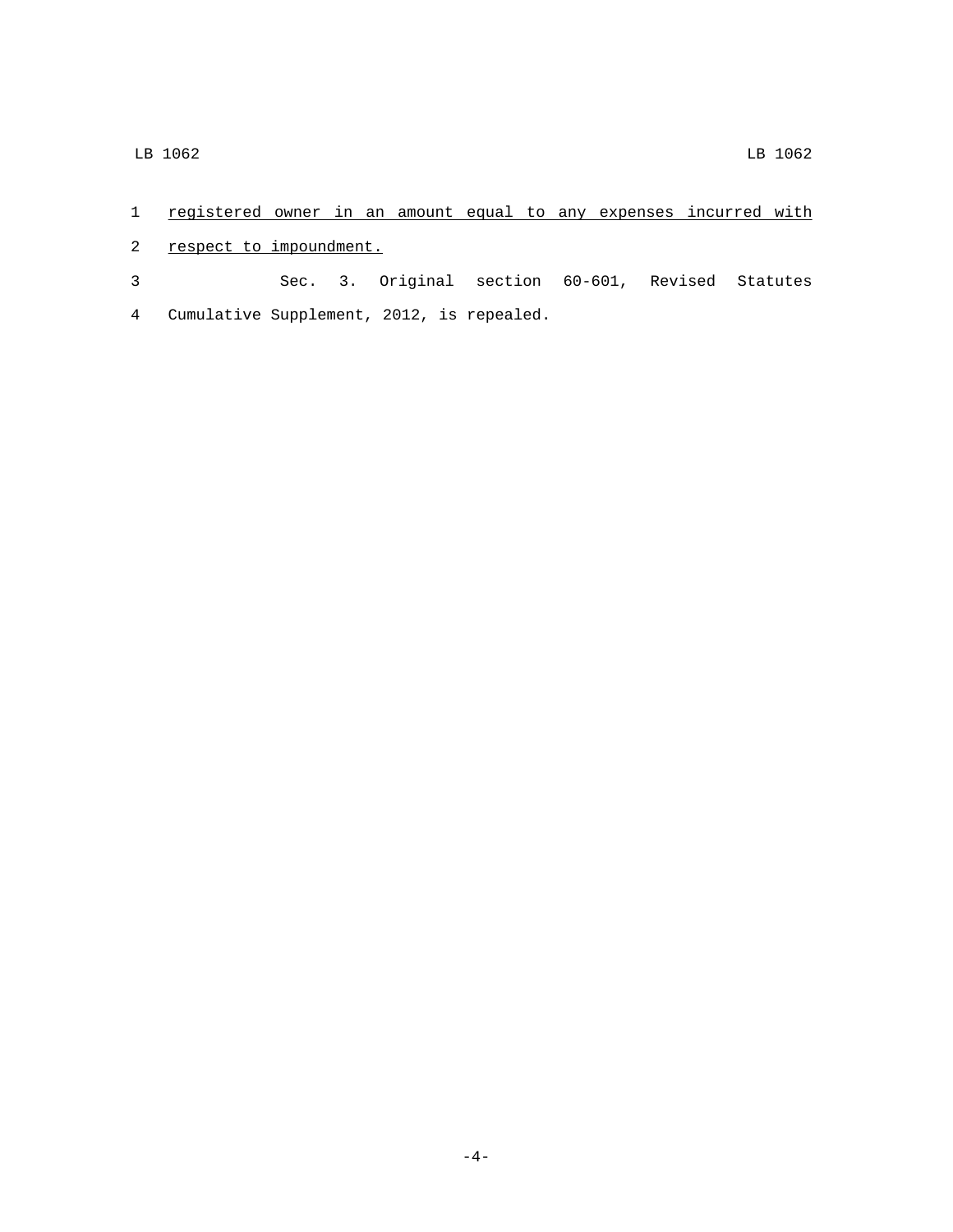registered owner in an amount equal to any expenses incurred with respect to impoundment.

Sec. 3. Original section 60-601, Revised Statutes Cumulative Supplement, 2012, is repealed.